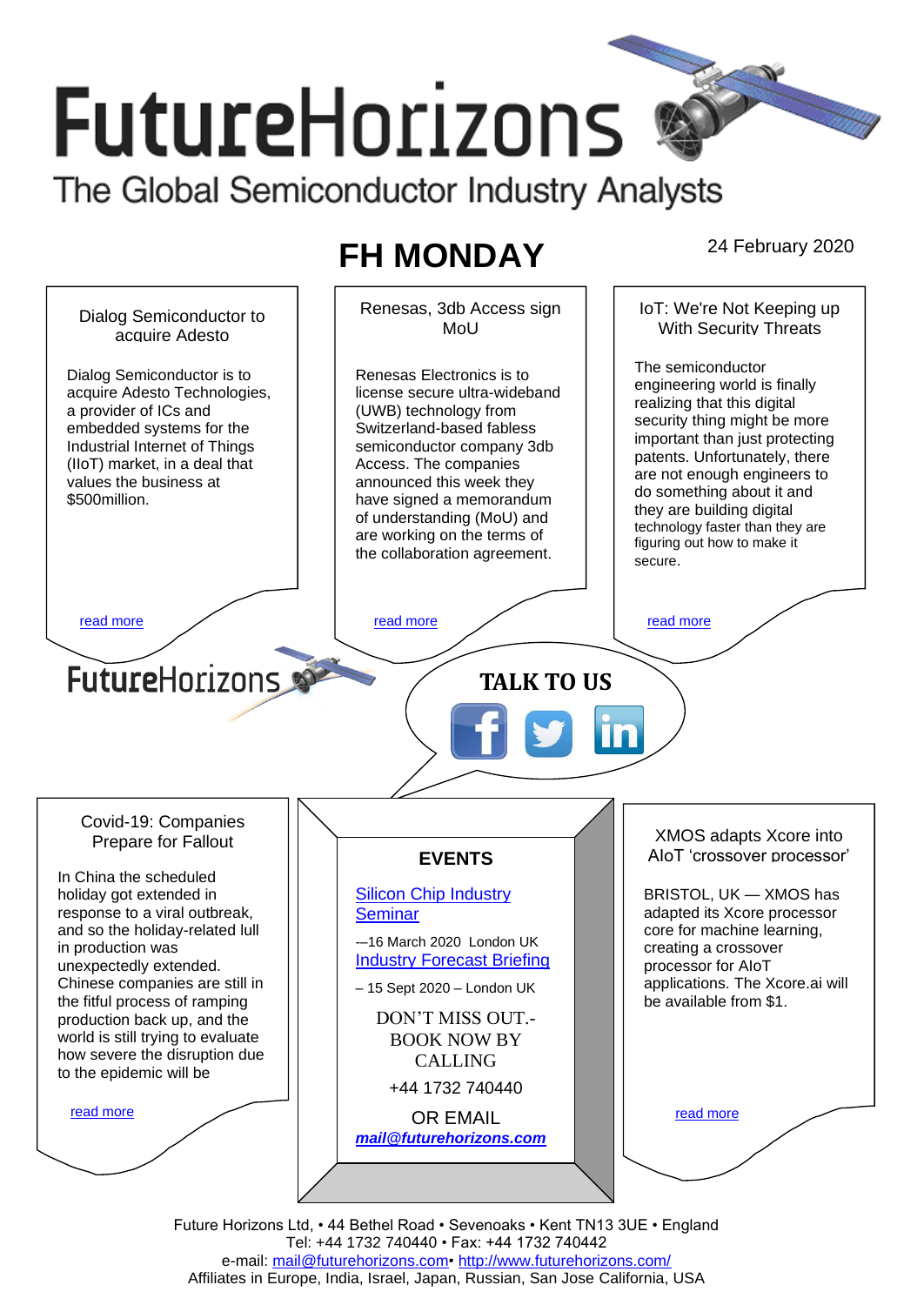# FutureHorizons

The Global Semiconductor Industry Analysts

## FH MONDAY

24 February 2020

### Dialog Semiconductor to acquire Adesto

Dialog Semiconductor is to acquire Adesto Technologies, a provider of ICs and embedded systems for the Industrial Internet of Things (IIoT) market, in a deal that values the business at $500million.

read more

### Renesas, 3db Access sign MoU

Renesas Electronics is to license secure ultra-wideband (UWB) technology from Switzerland-based fabless semiconductor company 3db Access. The companies announced this week they have signed a memorandum of understanding (MoU) and are working on the terms of the collaboration agreement.

read more

### IoT: We're Not Keeping up With Security Threats

The semiconductor engineering world is finally realizing that this digital security thing might be more important than just protecting patents. Unfortunately, there are not enough engineers to do something about it and they are building digital technology faster than they are figuring out how to make it secure.

read more

FutureHorizons

**TALK TO US**

### Covid-19: Companies Prepare for Fallout

In China the scheduled holiday got extended in response to a viral outbreak, and so the holiday-related lull in production was unexpectedly extended. Chinese companies are still in the fitful process of ramping production back up, and the world is still trying to evaluate how severe the disruption due to the epidemic will be

read more

### EVENTS

Silicon Chip Industry Seminar

-–16 March 2020 London UK

Industry Forecast Briefing

– 15 Sept 2020 – London UK

DON'T MISS OUT.- BOOK NOW BY CALLING

+44 1732 740440

OR EMAIL

***mail@futurehorizons.com***

### XMOS adapts Xcore into AIoT 'crossover processor'

BRISTOL, UK — XMOS has adapted its Xcore processor core for machine learning, creating a crossover processor for AIoT applications. The Xcore.ai will be available from $1.

read more

Future Horizons Ltd, • 44 Bethel Road • Sevenoaks • Kent TN13 3UE • England
Tel: +44 1732 740440 • Fax: +44 1732 740442
e-mail: mail@futurehorizons.com• http://www.futurehorizons.com/
Affiliates in Europe, India, Israel, Japan, Russian, San Jose California, USA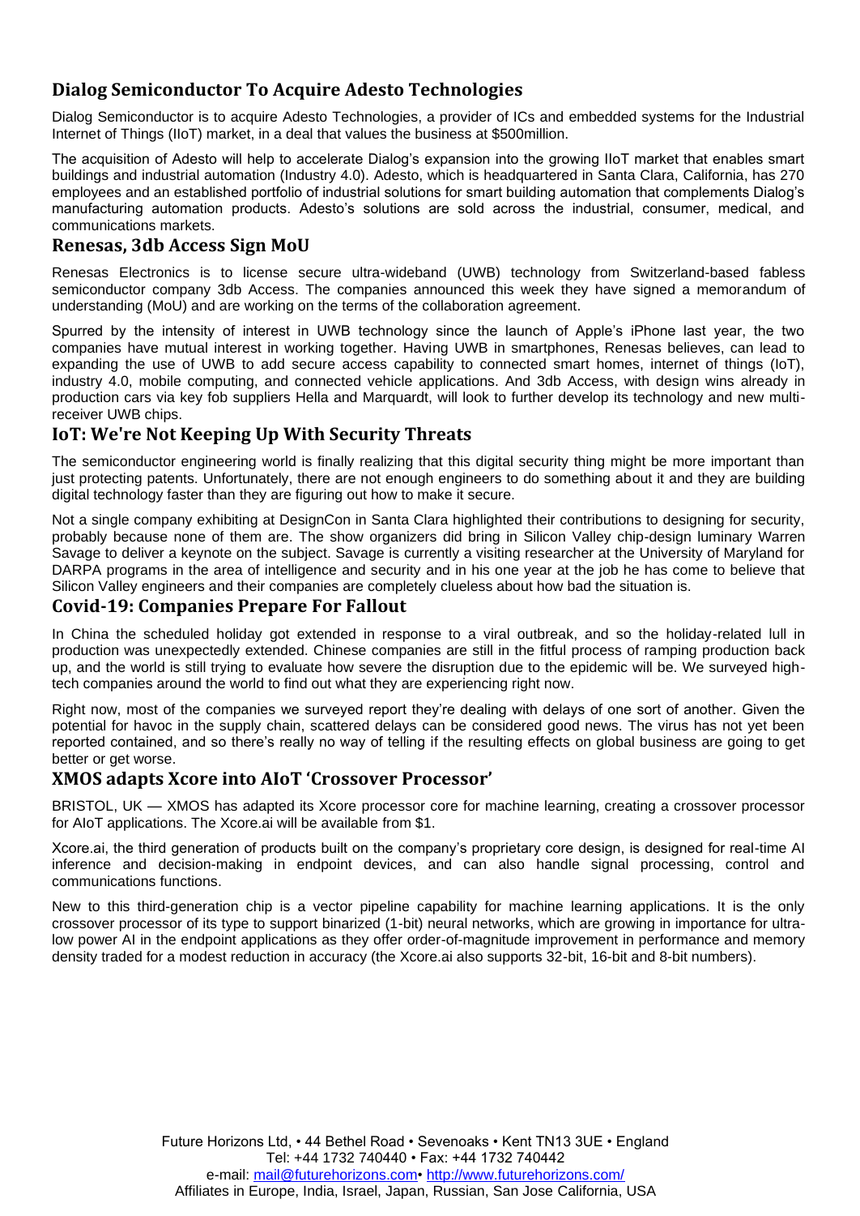## Dialog Semiconductor To Acquire Adesto Technologies

Dialog Semiconductor is to acquire Adesto Technologies, a provider of ICs and embedded systems for the Industrial Internet of Things (IIoT) market, in a deal that values the business at $500million.

The acquisition of Adesto will help to accelerate Dialog's expansion into the growing IIoT market that enables smart buildings and industrial automation (Industry 4.0). Adesto, which is headquartered in Santa Clara, California, has 270 employees and an established portfolio of industrial solutions for smart building automation that complements Dialog's manufacturing automation products. Adesto's solutions are sold across the industrial, consumer, medical, and communications markets.

## Renesas, 3db Access Sign MoU

Renesas Electronics is to license secure ultra-wideband (UWB) technology from Switzerland-based fabless semiconductor company 3db Access. The companies announced this week they have signed a memorandum of understanding (MoU) and are working on the terms of the collaboration agreement.

Spurred by the intensity of interest in UWB technology since the launch of Apple's iPhone last year, the two companies have mutual interest in working together. Having UWB in smartphones, Renesas believes, can lead to expanding the use of UWB to add secure access capability to connected smart homes, internet of things (IoT), industry 4.0, mobile computing, and connected vehicle applications. And 3db Access, with design wins already in production cars via key fob suppliers Hella and Marquardt, will look to further develop its technology and new multi-receiver UWB chips.

## IoT: We're Not Keeping Up With Security Threats

The semiconductor engineering world is finally realizing that this digital security thing might be more important than just protecting patents. Unfortunately, there are not enough engineers to do something about it and they are building digital technology faster than they are figuring out how to make it secure.

Not a single company exhibiting at DesignCon in Santa Clara highlighted their contributions to designing for security, probably because none of them are. The show organizers did bring in Silicon Valley chip-design luminary Warren Savage to deliver a keynote on the subject. Savage is currently a visiting researcher at the University of Maryland for DARPA programs in the area of intelligence and security and in his one year at the job he has come to believe that Silicon Valley engineers and their companies are completely clueless about how bad the situation is.

## Covid-19: Companies Prepare For Fallout

In China the scheduled holiday got extended in response to a viral outbreak, and so the holiday-related lull in production was unexpectedly extended. Chinese companies are still in the fitful process of ramping production back up, and the world is still trying to evaluate how severe the disruption due to the epidemic will be. We surveyed high-tech companies around the world to find out what they are experiencing right now.

Right now, most of the companies we surveyed report they're dealing with delays of one sort of another. Given the potential for havoc in the supply chain, scattered delays can be considered good news. The virus has not yet been reported contained, and so there's really no way of telling if the resulting effects on global business are going to get better or get worse.

## XMOS adapts Xcore into AIoT 'Crossover Processor'

BRISTOL, UK — XMOS has adapted its Xcore processor core for machine learning, creating a crossover processor for AIoT applications. The Xcore.ai will be available from $1.

Xcore.ai, the third generation of products built on the company's proprietary core design, is designed for real-time AI inference and decision-making in endpoint devices, and can also handle signal processing, control and communications functions.

New to this third-generation chip is a vector pipeline capability for machine learning applications. It is the only crossover processor of its type to support binarized (1-bit) neural networks, which are growing in importance for ultra-low power AI in the endpoint applications as they offer order-of-magnitude improvement in performance and memory density traded for a modest reduction in accuracy (the Xcore.ai also supports 32-bit, 16-bit and 8-bit numbers).

Future Horizons Ltd, • 44 Bethel Road • Sevenoaks • Kent TN13 3UE • England
Tel: +44 1732 740440 • Fax: +44 1732 740442
e-mail: mail@futurehorizons.com• http://www.futurehorizons.com/
Affiliates in Europe, India, Israel, Japan, Russian, San Jose California, USA